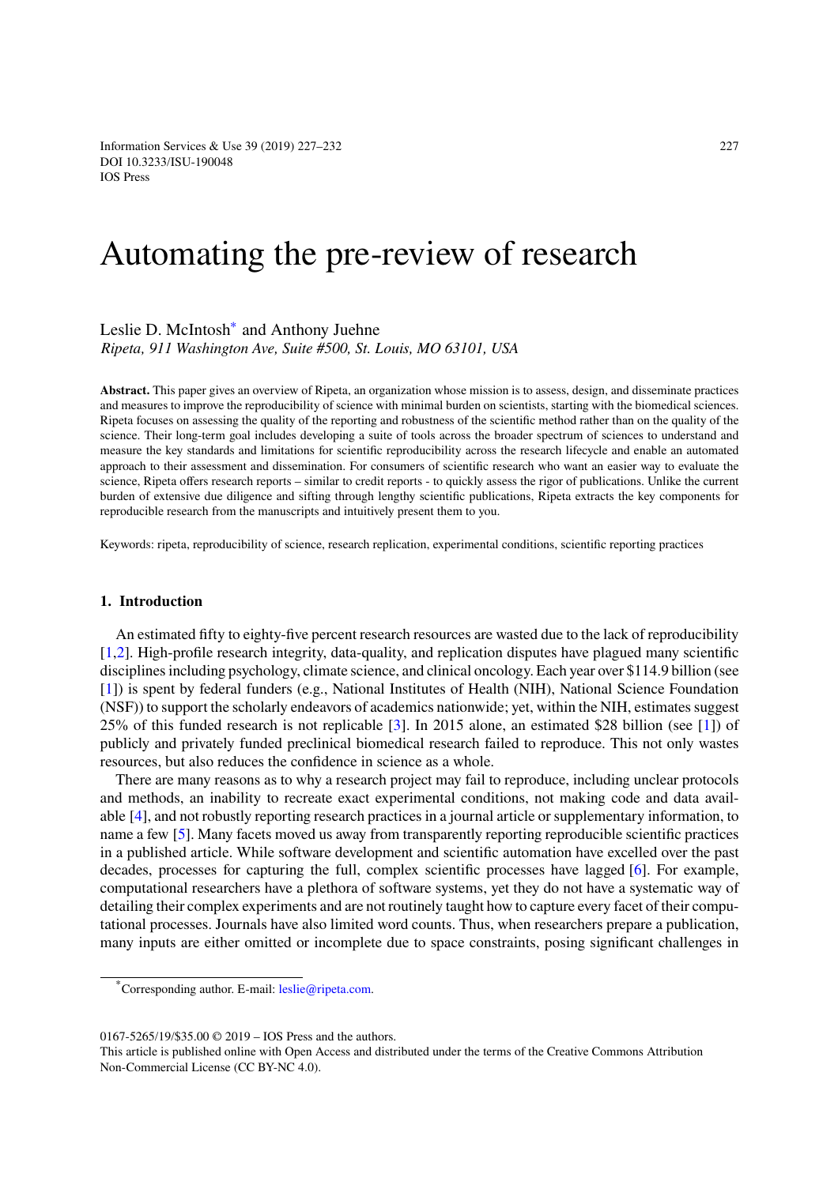# Automating the pre-review of research

Leslie D. McIntosh[*] and Anthony Juehne

*Ripeta, 911 Washington Ave, Suite #500, St. Louis, MO 63101, USA*

**Abstract.** This paper gives an overview of Ripeta, an organization whose mission is to assess, design, and disseminate practices and measures to improve the reproducibility of science with minimal burden on scientists, starting with the biomedical sciences. Ripeta focuses on assessing the quality of the reporting and robustness of the scientific method rather than on the quality of the science. Their long-term goal includes developing a suite of tools across the broader spectrum of sciences to understand and measure the key standards and limitations for scientific reproducibility across the research lifecycle and enable an automated approach to their assessment and dissemination. For consumers of scientific research who want an easier way to evaluate the science, Ripeta offers research reports – similar to credit reports - to quickly assess the rigor of publications. Unlike the current burden of extensive due diligence and sifting through lengthy scientific publications, Ripeta extracts the key components for reproducible research from the manuscripts and intuitively present them to you.

Keywords: ripeta, reproducibility of science, research replication, experimental conditions, scientific reporting practices

## 1. Introduction

An estimated fifty to eighty-five percent research resources are wasted due to the lack of reproducibility [1,2]. High-profile research integrity, data-quality, and replication disputes have plagued many scientific disciplines including psychology, climate science, and clinical oncology. Each year over \$114.9 billion (see [1]) is spent by federal funders (e.g., National Institutes of Health (NIH), National Science Foundation (NSF)) to support the scholarly endeavors of academics nationwide; yet, within the NIH, estimates suggest 25% of this funded research is not replicable [3]. In 2015 alone, an estimated \$28 billion (see [1]) of publicly and privately funded preclinical biomedical research failed to reproduce. This not only wastes resources, but also reduces the confidence in science as a whole.

There are many reasons as to why a research project may fail to reproduce, including unclear protocols and methods, an inability to recreate exact experimental conditions, not making code and data available [4], and not robustly reporting research practices in a journal article or supplementary information, to name a few [5]. Many facets moved us away from transparently reporting reproducible scientific practices in a published article. While software development and scientific automation have excelled over the past decades, processes for capturing the full, complex scientific processes have lagged [6]. For example, computational researchers have a plethora of software systems, yet they do not have a systematic way of detailing their complex experiments and are not routinely taught how to capture every facet of their computational processes. Journals have also limited word counts. Thus, when researchers prepare a publication, many inputs are either omitted or incomplete due to space constraints, posing significant challenges in

[*]Corresponding author. E-mail: leslie@ripeta.com.

0167-5265/19/\$35.00 © 2019 – IOS Press and the authors.
This article is published online with Open Access and distributed under the terms of the Creative Commons Attribution Non-Commercial License (CC BY-NC 4.0).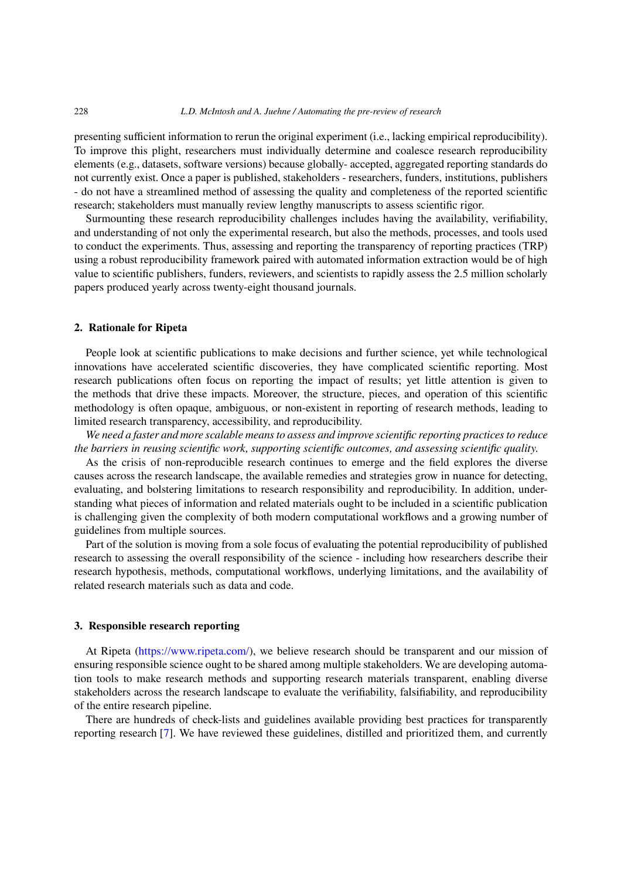presenting sufficient information to rerun the original experiment (i.e., lacking empirical reproducibility). To improve this plight, researchers must individually determine and coalesce research reproducibility elements (e.g., datasets, software versions) because globally- accepted, aggregated reporting standards do not currently exist. Once a paper is published, stakeholders - researchers, funders, institutions, publishers - do not have a streamlined method of assessing the quality and completeness of the reported scientific research; stakeholders must manually review lengthy manuscripts to assess scientific rigor.

Surmounting these research reproducibility challenges includes having the availability, verifiability, and understanding of not only the experimental research, but also the methods, processes, and tools used to conduct the experiments. Thus, assessing and reporting the transparency of reporting practices (TRP) using a robust reproducibility framework paired with automated information extraction would be of high value to scientific publishers, funders, reviewers, and scientists to rapidly assess the 2.5 million scholarly papers produced yearly across twenty-eight thousand journals.

## 2. Rationale for Ripeta

People look at scientific publications to make decisions and further science, yet while technological innovations have accelerated scientific discoveries, they have complicated scientific reporting. Most research publications often focus on reporting the impact of results; yet little attention is given to the methods that drive these impacts. Moreover, the structure, pieces, and operation of this scientific methodology is often opaque, ambiguous, or non-existent in reporting of research methods, leading to limited research transparency, accessibility, and reproducibility.

*We need a faster and more scalable means to assess and improve scientific reporting practices to reduce the barriers in reusing scientific work, supporting scientific outcomes, and assessing scientific quality.*

As the crisis of non-reproducible research continues to emerge and the field explores the diverse causes across the research landscape, the available remedies and strategies grow in nuance for detecting, evaluating, and bolstering limitations to research responsibility and reproducibility. In addition, understanding what pieces of information and related materials ought to be included in a scientific publication is challenging given the complexity of both modern computational workflows and a growing number of guidelines from multiple sources.

Part of the solution is moving from a sole focus of evaluating the potential reproducibility of published research to assessing the overall responsibility of the science - including how researchers describe their research hypothesis, methods, computational workflows, underlying limitations, and the availability of related research materials such as data and code.

## 3. Responsible research reporting

At Ripeta (https://www.ripeta.com/), we believe research should be transparent and our mission of ensuring responsible science ought to be shared among multiple stakeholders. We are developing automation tools to make research methods and supporting research materials transparent, enabling diverse stakeholders across the research landscape to evaluate the verifiability, falsifiability, and reproducibility of the entire research pipeline.

There are hundreds of check-lists and guidelines available providing best practices for transparently reporting research [7]. We have reviewed these guidelines, distilled and prioritized them, and currently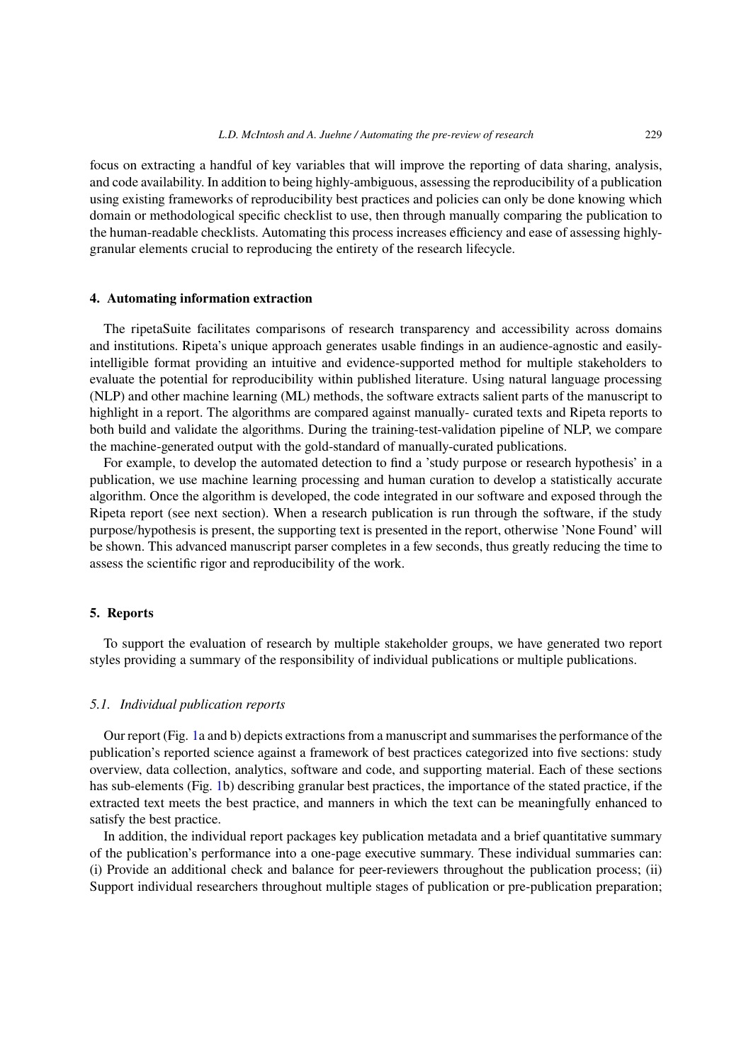focus on extracting a handful of key variables that will improve the reporting of data sharing, analysis, and code availability. In addition to being highly-ambiguous, assessing the reproducibility of a publication using existing frameworks of reproducibility best practices and policies can only be done knowing which domain or methodological specific checklist to use, then through manually comparing the publication to the human-readable checklists. Automating this process increases efficiency and ease of assessing highly-granular elements crucial to reproducing the entirety of the research lifecycle.

## 4. Automating information extraction

The ripetaSuite facilitates comparisons of research transparency and accessibility across domains and institutions. Ripeta's unique approach generates usable findings in an audience-agnostic and easily-intelligible format providing an intuitive and evidence-supported method for multiple stakeholders to evaluate the potential for reproducibility within published literature. Using natural language processing (NLP) and other machine learning (ML) methods, the software extracts salient parts of the manuscript to highlight in a report. The algorithms are compared against manually- curated texts and Ripeta reports to both build and validate the algorithms. During the training-test-validation pipeline of NLP, we compare the machine-generated output with the gold-standard of manually-curated publications.

For example, to develop the automated detection to find a 'study purpose or research hypothesis' in a publication, we use machine learning processing and human curation to develop a statistically accurate algorithm. Once the algorithm is developed, the code integrated in our software and exposed through the Ripeta report (see next section). When a research publication is run through the software, if the study purpose/hypothesis is present, the supporting text is presented in the report, otherwise 'None Found' will be shown. This advanced manuscript parser completes in a few seconds, thus greatly reducing the time to assess the scientific rigor and reproducibility of the work.

## 5. Reports

To support the evaluation of research by multiple stakeholder groups, we have generated two report styles providing a summary of the responsibility of individual publications or multiple publications.

### *5.1. Individual publication reports*

Our report (Fig. 1a and b) depicts extractions from a manuscript and summarises the performance of the publication's reported science against a framework of best practices categorized into five sections: study overview, data collection, analytics, software and code, and supporting material. Each of these sections has sub-elements (Fig. 1b) describing granular best practices, the importance of the stated practice, if the extracted text meets the best practice, and manners in which the text can be meaningfully enhanced to satisfy the best practice.

In addition, the individual report packages key publication metadata and a brief quantitative summary of the publication's performance into a one-page executive summary. These individual summaries can: (i) Provide an additional check and balance for peer-reviewers throughout the publication process; (ii) Support individual researchers throughout multiple stages of publication or pre-publication preparation;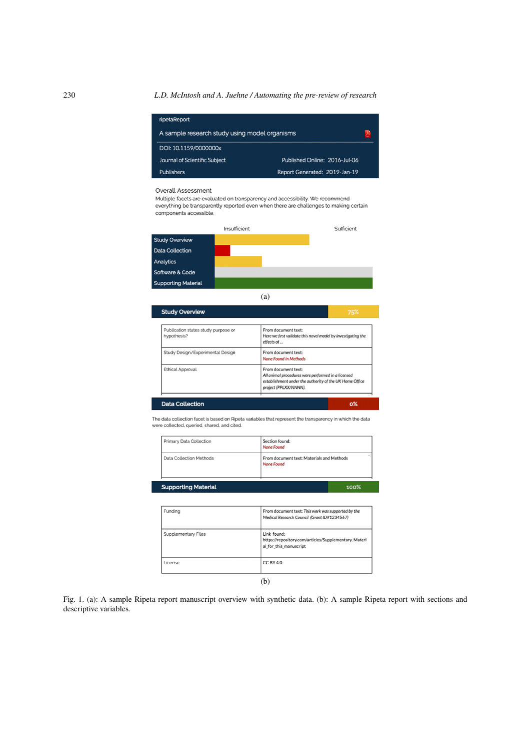ripetaReport

A sample research study using model organisms

DOI: 10.1159/0000000x

Journal of Scientific Subject — Published Online: 2016-Jul-06

Publishers — Report Generated: 2019-Jan-19

Overall Assessment

Multiple facets are evaluated on transparency and accessibility. We recommend everything be transparently reported even when there are challenges to making certain components accessible.

Insufficient — Sufficient

Study Overview

Data Collection

Analytics

Software & Code

Supporting Material

(a)

**Study Overview** 75%

| Publication states study purpose or hypothesis? | From document text: *Here we first validate this novel model by investigating the effects of ...* |
|---|---|
| Study Design/Experimental Design | From document text: *None Found in Methods* |
| Ethical Approval | From document text: *All animal procedures were performed in a licensed establishment under the authority of the UK Home Office project (PPLXX/NNNN).* |

**Data Collection** 0%

The data collection facet is based on Ripeta variables that represent the transparency in which the data were collected, queried, shared, and cited.

| Primary Data Collection | Section found: *None Found* |
|---|---|
| Data Collection Methods | From document text: Materials and Methods *None Found* |

**Supporting Material** 100%

| Funding | From document text: *This work was supported by the Medical Research Council (Grant ID#1234567)* |
|---|---|
| Supplementary Files | Link found: https://repository.com/articles/Supplementary_Material_for_this_manuscript |
| License | CC BY 4.0 |

(b)

Fig. 1. (a): A sample Ripeta report manuscript overview with synthetic data. (b): A sample Ripeta report with sections and descriptive variables.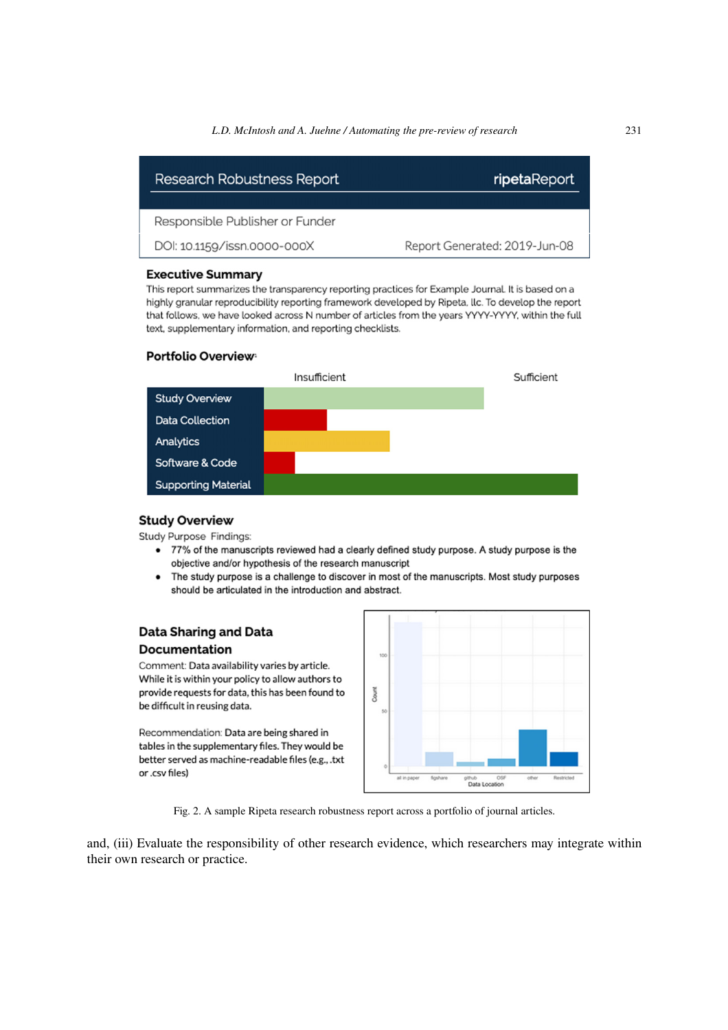## Research Robustness Report — ripetaReport

Responsible Publisher or Funder

DOI: 10.1159/issn.0000-000X — Report Generated: 2019-Jun-08

### Executive Summary

This report summarizes the transparency reporting practices for Example Journal. It is based on a highly granular reproducibility reporting framework developed by Ripeta, llc. To develop the report that follows, we have looked across N number of articles from the years YYYY-YYYY, within the full text, supplementary information, and reporting checklists.

### Portfolio Overview

Insufficient — Sufficient

- Study Overview
- Data Collection
- Analytics
- Software & Code
- Supporting Material

### Study Overview

Study Purpose Findings:

- 77% of the manuscripts reviewed had a clearly defined study purpose. A study purpose is the objective and/or hypothesis of the research manuscript
- The study purpose is a challenge to discover in most of the manuscripts. Most study purposes should be articulated in the introduction and abstract.

### Data Sharing and Data Documentation

Comment: Data availability varies by article. While it is within your policy to allow authors to provide requests for data, this has been found to be difficult in reusing data.

Recommendation: Data are being shared in tables in the supplementary files. They would be better served as machine-readable files (e.g., .txt or .csv files)

Count: 0, 50, 100

Data Location: all in paper, figshare, github, OSF, other, Restricted

Fig. 2. A sample Ripeta research robustness report across a portfolio of journal articles.

and, (iii) Evaluate the responsibility of other research evidence, which researchers may integrate within their own research or practice.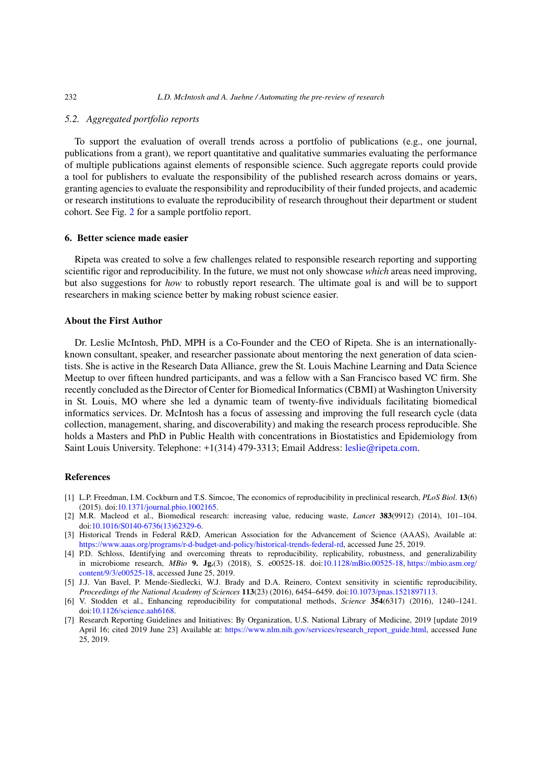### 5.2. Aggregated portfolio reports

To support the evaluation of overall trends across a portfolio of publications (e.g., one journal, publications from a grant), we report quantitative and qualitative summaries evaluating the performance of multiple publications against elements of responsible science. Such aggregate reports could provide a tool for publishers to evaluate the responsibility of the published research across domains or years, granting agencies to evaluate the responsibility and reproducibility of their funded projects, and academic or research institutions to evaluate the reproducibility of research throughout their department or student cohort. See Fig. 2 for a sample portfolio report.

## 6. Better science made easier

Ripeta was created to solve a few challenges related to responsible research reporting and supporting scientific rigor and reproducibility. In the future, we must not only showcase *which* areas need improving, but also suggestions for *how* to robustly report research. The ultimate goal is and will be to support researchers in making science better by making robust science easier.

## About the First Author

Dr. Leslie McIntosh, PhD, MPH is a Co-Founder and the CEO of Ripeta. She is an internationally-known consultant, speaker, and researcher passionate about mentoring the next generation of data scientists. She is active in the Research Data Alliance, grew the St. Louis Machine Learning and Data Science Meetup to over fifteen hundred participants, and was a fellow with a San Francisco based VC firm. She recently concluded as the Director of Center for Biomedical Informatics (CBMI) at Washington University in St. Louis, MO where she led a dynamic team of twenty-five individuals facilitating biomedical informatics services. Dr. McIntosh has a focus of assessing and improving the full research cycle (data collection, management, sharing, and discoverability) and making the research process reproducible. She holds a Masters and PhD in Public Health with concentrations in Biostatistics and Epidemiology from Saint Louis University. Telephone: +1(314) 479-3313; Email Address: leslie@ripeta.com.

## References

[1] L.P. Freedman, I.M. Cockburn and T.S. Simcoe, The economics of reproducibility in preclinical research, *PLoS Biol*. **13**(6) (2015). doi:10.1371/journal.pbio.1002165.

[2] M.R. Macleod et al., Biomedical research: increasing value, reducing waste, *Lancet* **383**(9912) (2014), 101–104. doi:10.1016/S0140-6736(13)62329-6.

[3] Historical Trends in Federal R&D, American Association for the Advancement of Science (AAAS), Available at: https://www.aaas.org/programs/r-d-budget-and-policy/historical-trends-federal-rd, accessed June 25, 2019.

[4] P.D. Schloss, Identifying and overcoming threats to reproducibility, replicability, robustness, and generalizability in microbiome research, *MBio* **9. Jg.**(3) (2018), S. e00525-18. doi:10.1128/mBio.00525-18, https://mbio.asm.org/content/9/3/e00525-18, accessed June 25, 2019.

[5] J.J. Van Bavel, P. Mende-Siedlecki, W.J. Brady and D.A. Reinero, Context sensitivity in scientific reproducibility, *Proceedings of the National Academy of Sciences* **113**(23) (2016), 6454–6459. doi:10.1073/pnas.1521897113.

[6] V. Stodden et al., Enhancing reproducibility for computational methods, *Science* **354**(6317) (2016), 1240–1241. doi:10.1126/science.aah6168.

[7] Research Reporting Guidelines and Initiatives: By Organization, U.S. National Library of Medicine, 2019 [update 2019 April 16; cited 2019 June 23] Available at: https://www.nlm.nih.gov/services/research_report_guide.html, accessed June 25, 2019.